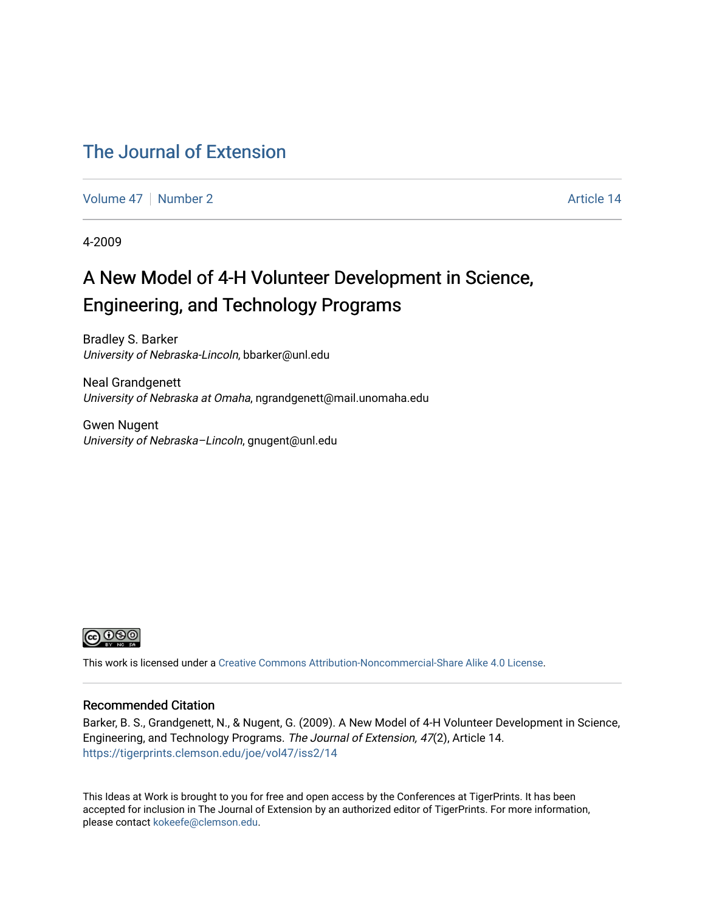The Journal of Extension

Volume 47 | Number 2 | Article 14

4-2009

# A New Model of 4-H Volunteer Development in Science, Engineering, and Technology Programs

Bradley S. Barker
*University of Nebraska-Lincoln*, bbarker@unl.edu

Neal Grandgenett
*University of Nebraska at Omaha*, ngrandgenett@mail.unomaha.edu

Gwen Nugent
*University of Nebraska–Lincoln*, gnugent@unl.edu

This work is licensed under a Creative Commons Attribution-Noncommercial-Share Alike 4.0 License.

## Recommended Citation

Barker, B. S., Grandgenett, N., & Nugent, G. (2009). A New Model of 4-H Volunteer Development in Science, Engineering, and Technology Programs. *The Journal of Extension, 47*(2), Article 14. https://tigerprints.clemson.edu/joe/vol47/iss2/14

This Ideas at Work is brought to you for free and open access by the Conferences at TigerPrints. It has been accepted for inclusion in The Journal of Extension by an authorized editor of TigerPrints. For more information, please contact kokeefe@clemson.edu.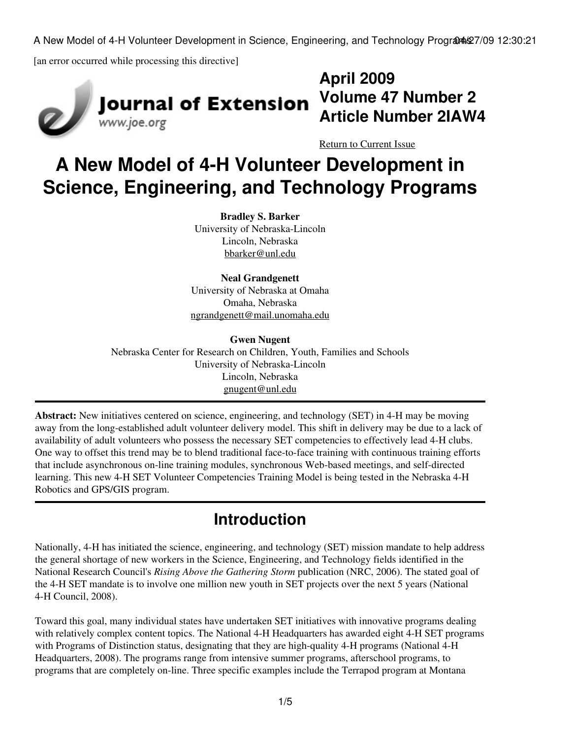[an error occurred while processing this directive]

**April 2009**
**Volume 47 Number 2**
**Article Number 2IAW4**

Return to Current Issue

# A New Model of 4-H Volunteer Development in Science, Engineering, and Technology Programs

**Bradley S. Barker**
University of Nebraska-Lincoln
Lincoln, Nebraska
bbarker@unl.edu

**Neal Grandgenett**
University of Nebraska at Omaha
Omaha, Nebraska
ngrandgenett@mail.unomaha.edu

**Gwen Nugent**
Nebraska Center for Research on Children, Youth, Families and Schools
University of Nebraska-Lincoln
Lincoln, Nebraska
gnugent@unl.edu

**Abstract:** New initiatives centered on science, engineering, and technology (SET) in 4-H may be moving away from the long-established adult volunteer delivery model. This shift in delivery may be due to a lack of availability of adult volunteers who possess the necessary SET competencies to effectively lead 4-H clubs. One way to offset this trend may be to blend traditional face-to-face training with continuous training efforts that include asynchronous on-line training modules, synchronous Web-based meetings, and self-directed learning. This new 4-H SET Volunteer Competencies Training Model is being tested in the Nebraska 4-H Robotics and GPS/GIS program.

## Introduction

Nationally, 4-H has initiated the science, engineering, and technology (SET) mission mandate to help address the general shortage of new workers in the Science, Engineering, and Technology fields identified in the National Research Council's *Rising Above the Gathering Storm* publication (NRC, 2006). The stated goal of the 4-H SET mandate is to involve one million new youth in SET projects over the next 5 years (National 4-H Council, 2008).

Toward this goal, many individual states have undertaken SET initiatives with innovative programs dealing with relatively complex content topics. The National 4-H Headquarters has awarded eight 4-H SET programs with Programs of Distinction status, designating that they are high-quality 4-H programs (National 4-H Headquarters, 2008). The programs range from intensive summer programs, afterschool programs, to programs that are completely on-line. Three specific examples include the Terrapod program at Montana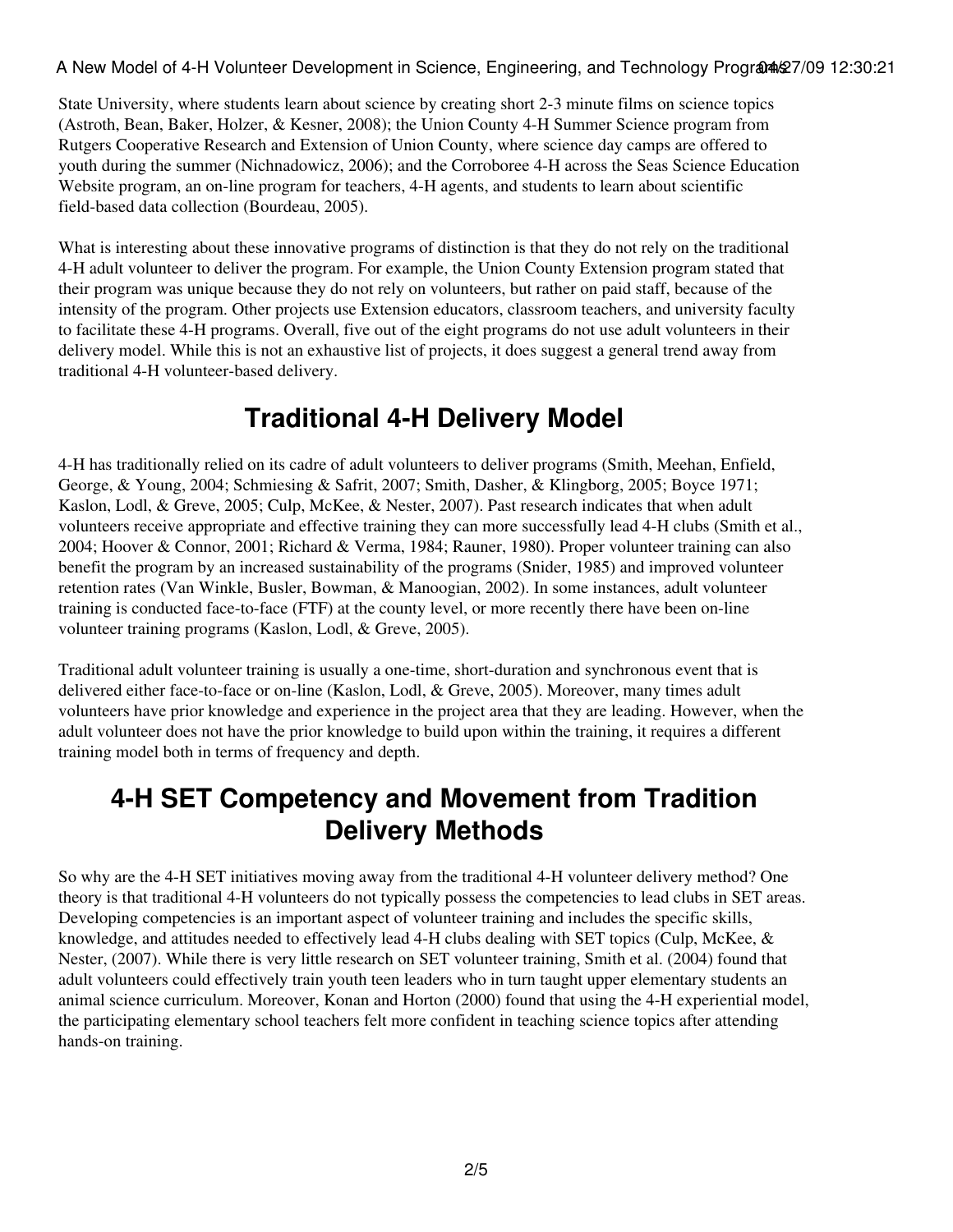State University, where students learn about science by creating short 2-3 minute films on science topics (Astroth, Bean, Baker, Holzer, & Kesner, 2008); the Union County 4-H Summer Science program from Rutgers Cooperative Research and Extension of Union County, where science day camps are offered to youth during the summer (Nichnadowicz, 2006); and the Corroboree 4-H across the Seas Science Education Website program, an on-line program for teachers, 4-H agents, and students to learn about scientific field-based data collection (Bourdeau, 2005).

What is interesting about these innovative programs of distinction is that they do not rely on the traditional 4-H adult volunteer to deliver the program. For example, the Union County Extension program stated that their program was unique because they do not rely on volunteers, but rather on paid staff, because of the intensity of the program. Other projects use Extension educators, classroom teachers, and university faculty to facilitate these 4-H programs. Overall, five out of the eight programs do not use adult volunteers in their delivery model. While this is not an exhaustive list of projects, it does suggest a general trend away from traditional 4-H volunteer-based delivery.

## Traditional 4-H Delivery Model

4-H has traditionally relied on its cadre of adult volunteers to deliver programs (Smith, Meehan, Enfield, George, & Young, 2004; Schmiesing & Safrit, 2007; Smith, Dasher, & Klingborg, 2005; Boyce 1971; Kaslon, Lodl, & Greve, 2005; Culp, McKee, & Nester, 2007). Past research indicates that when adult volunteers receive appropriate and effective training they can more successfully lead 4-H clubs (Smith et al., 2004; Hoover & Connor, 2001; Richard & Verma, 1984; Rauner, 1980). Proper volunteer training can also benefit the program by an increased sustainability of the programs (Snider, 1985) and improved volunteer retention rates (Van Winkle, Busler, Bowman, & Manoogian, 2002). In some instances, adult volunteer training is conducted face-to-face (FTF) at the county level, or more recently there have been on-line volunteer training programs (Kaslon, Lodl, & Greve, 2005).

Traditional adult volunteer training is usually a one-time, short-duration and synchronous event that is delivered either face-to-face or on-line (Kaslon, Lodl, & Greve, 2005). Moreover, many times adult volunteers have prior knowledge and experience in the project area that they are leading. However, when the adult volunteer does not have the prior knowledge to build upon within the training, it requires a different training model both in terms of frequency and depth.

## 4-H SET Competency and Movement from Tradition Delivery Methods

So why are the 4-H SET initiatives moving away from the traditional 4-H volunteer delivery method? One theory is that traditional 4-H volunteers do not typically possess the competencies to lead clubs in SET areas. Developing competencies is an important aspect of volunteer training and includes the specific skills, knowledge, and attitudes needed to effectively lead 4-H clubs dealing with SET topics (Culp, McKee, & Nester, (2007). While there is very little research on SET volunteer training, Smith et al. (2004) found that adult volunteers could effectively train youth teen leaders who in turn taught upper elementary students an animal science curriculum. Moreover, Konan and Horton (2000) found that using the 4-H experiential model, the participating elementary school teachers felt more confident in teaching science topics after attending hands-on training.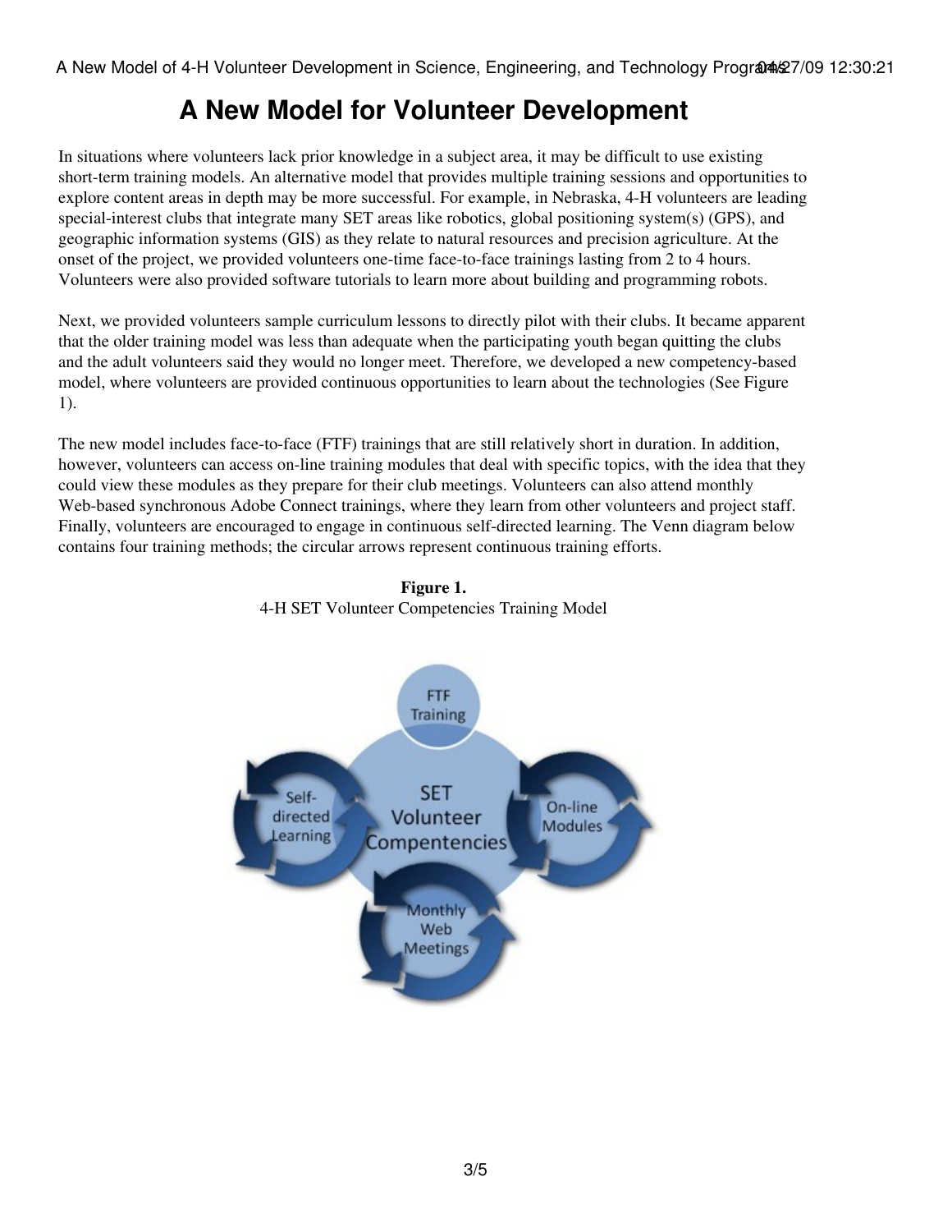# A New Model for Volunteer Development

In situations where volunteers lack prior knowledge in a subject area, it may be difficult to use existing short-term training models. An alternative model that provides multiple training sessions and opportunities to explore content areas in depth may be more successful. For example, in Nebraska, 4-H volunteers are leading special-interest clubs that integrate many SET areas like robotics, global positioning system(s) (GPS), and geographic information systems (GIS) as they relate to natural resources and precision agriculture. At the onset of the project, we provided volunteers one-time face-to-face trainings lasting from 2 to 4 hours. Volunteers were also provided software tutorials to learn more about building and programming robots.

Next, we provided volunteers sample curriculum lessons to directly pilot with their clubs. It became apparent that the older training model was less than adequate when the participating youth began quitting the clubs and the adult volunteers said they would no longer meet. Therefore, we developed a new competency-based model, where volunteers are provided continuous opportunities to learn about the technologies (See Figure 1).

The new model includes face-to-face (FTF) trainings that are still relatively short in duration. In addition, however, volunteers can access on-line training modules that deal with specific topics, with the idea that they could view these modules as they prepare for their club meetings. Volunteers can also attend monthly Web-based synchronous Adobe Connect trainings, where they learn from other volunteers and project staff. Finally, volunteers are encouraged to engage in continuous self-directed learning. The Venn diagram below contains four training methods; the circular arrows represent continuous training efforts.

**Figure 1.**
4-H SET Volunteer Competencies Training Model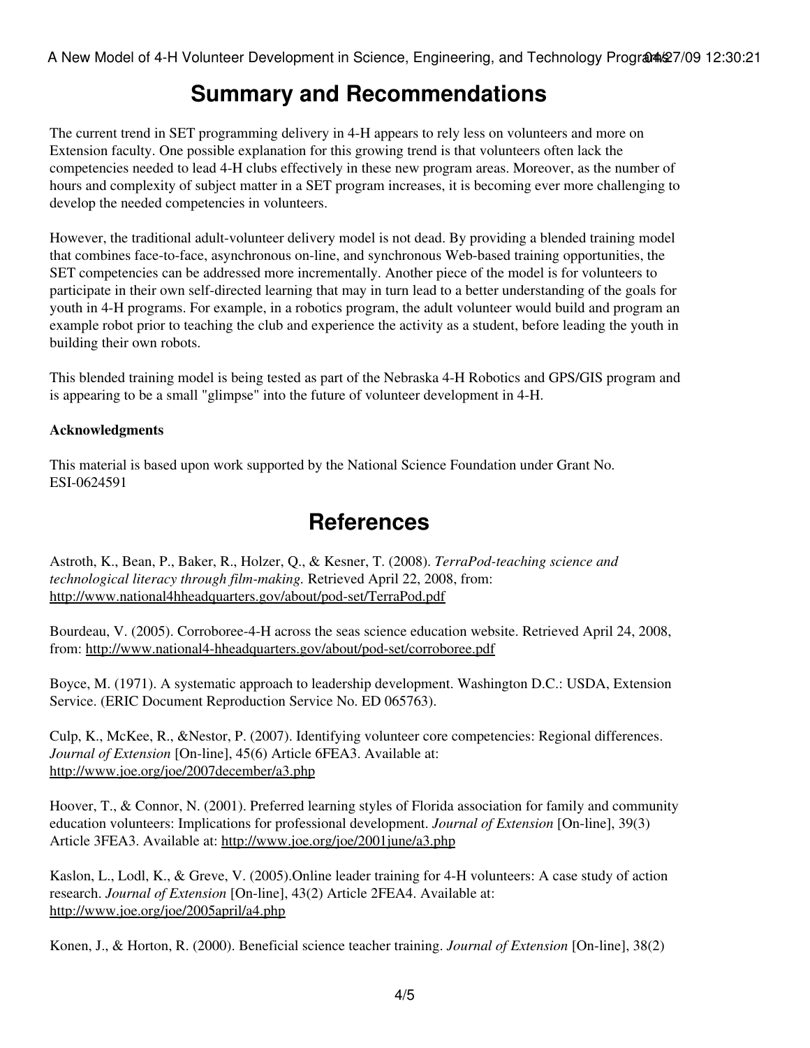## Summary and Recommendations

The current trend in SET programming delivery in 4-H appears to rely less on volunteers and more on Extension faculty. One possible explanation for this growing trend is that volunteers often lack the competencies needed to lead 4-H clubs effectively in these new program areas. Moreover, as the number of hours and complexity of subject matter in a SET program increases, it is becoming ever more challenging to develop the needed competencies in volunteers.

However, the traditional adult-volunteer delivery model is not dead. By providing a blended training model that combines face-to-face, asynchronous on-line, and synchronous Web-based training opportunities, the SET competencies can be addressed more incrementally. Another piece of the model is for volunteers to participate in their own self-directed learning that may in turn lead to a better understanding of the goals for youth in 4-H programs. For example, in a robotics program, the adult volunteer would build and program an example robot prior to teaching the club and experience the activity as a student, before leading the youth in building their own robots.

This blended training model is being tested as part of the Nebraska 4-H Robotics and GPS/GIS program and is appearing to be a small "glimpse" into the future of volunteer development in 4-H.

**Acknowledgments**

This material is based upon work supported by the National Science Foundation under Grant No. ESI-0624591

## References

Astroth, K., Bean, P., Baker, R., Holzer, Q., & Kesner, T. (2008). *TerraPod-teaching science and technological literacy through film-making.* Retrieved April 22, 2008, from: http://www.national4hheadquarters.gov/about/pod-set/TerraPod.pdf

Bourdeau, V. (2005). Corroboree-4-H across the seas science education website. Retrieved April 24, 2008, from: http://www.national4-hheadquarters.gov/about/pod-set/corroboree.pdf

Boyce, M. (1971). A systematic approach to leadership development. Washington D.C.: USDA, Extension Service. (ERIC Document Reproduction Service No. ED 065763).

Culp, K., McKee, R., &Nestor, P. (2007). Identifying volunteer core competencies: Regional differences. *Journal of Extension* [On-line], 45(6) Article 6FEA3. Available at: http://www.joe.org/joe/2007december/a3.php

Hoover, T., & Connor, N. (2001). Preferred learning styles of Florida association for family and community education volunteers: Implications for professional development. *Journal of Extension* [On-line], 39(3) Article 3FEA3. Available at: http://www.joe.org/joe/2001june/a3.php

Kaslon, L., Lodl, K., & Greve, V. (2005).Online leader training for 4-H volunteers: A case study of action research. *Journal of Extension* [On-line], 43(2) Article 2FEA4. Available at: http://www.joe.org/joe/2005april/a4.php

Konen, J., & Horton, R. (2000). Beneficial science teacher training. *Journal of Extension* [On-line], 38(2)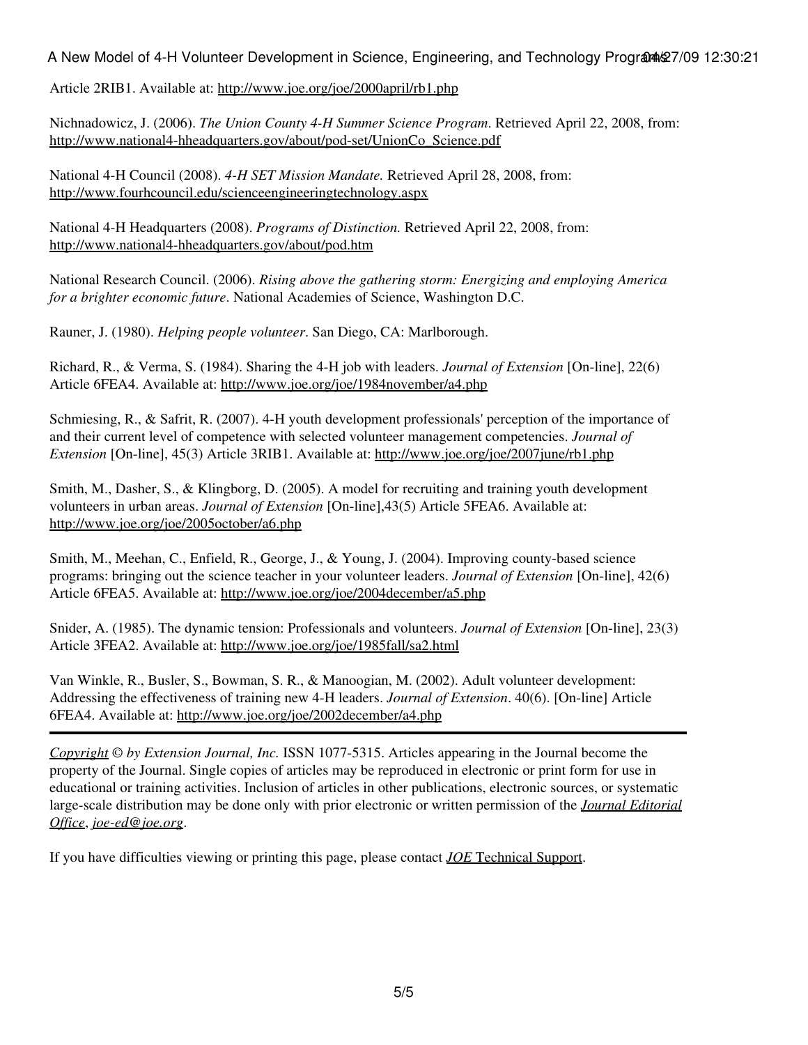Article 2RIB1. Available at: http://www.joe.org/joe/2000april/rb1.php

Nichnadowicz, J. (2006). *The Union County 4-H Summer Science Program*. Retrieved April 22, 2008, from: http://www.national4-hheadquarters.gov/about/pod-set/UnionCo_Science.pdf

National 4-H Council (2008). *4-H SET Mission Mandate.* Retrieved April 28, 2008, from: http://www.fourhcouncil.edu/scienceengineeringtechnology.aspx

National 4-H Headquarters (2008). *Programs of Distinction.* Retrieved April 22, 2008, from: http://www.national4-hheadquarters.gov/about/pod.htm

National Research Council. (2006). *Rising above the gathering storm: Energizing and employing America for a brighter economic future*. National Academies of Science, Washington D.C.

Rauner, J. (1980). *Helping people volunteer*. San Diego, CA: Marlborough.

Richard, R., & Verma, S. (1984). Sharing the 4-H job with leaders. *Journal of Extension* [On-line], 22(6) Article 6FEA4. Available at: http://www.joe.org/joe/1984november/a4.php

Schmiesing, R., & Safrit, R. (2007). 4-H youth development professionals' perception of the importance of and their current level of competence with selected volunteer management competencies. *Journal of Extension* [On-line], 45(3) Article 3RIB1. Available at: http://www.joe.org/joe/2007june/rb1.php

Smith, M., Dasher, S., & Klingborg, D. (2005). A model for recruiting and training youth development volunteers in urban areas. *Journal of Extension* [On-line],43(5) Article 5FEA6. Available at: http://www.joe.org/joe/2005october/a6.php

Smith, M., Meehan, C., Enfield, R., George, J., & Young, J. (2004). Improving county-based science programs: bringing out the science teacher in your volunteer leaders. *Journal of Extension* [On-line], 42(6) Article 6FEA5. Available at: http://www.joe.org/joe/2004december/a5.php

Snider, A. (1985). The dynamic tension: Professionals and volunteers. *Journal of Extension* [On-line], 23(3) Article 3FEA2. Available at: http://www.joe.org/joe/1985fall/sa2.html

Van Winkle, R., Busler, S., Bowman, S. R., & Manoogian, M. (2002). Adult volunteer development: Addressing the effectiveness of training new 4-H leaders. *Journal of Extension*. 40(6). [On-line] Article 6FEA4. Available at: http://www.joe.org/joe/2002december/a4.php

---

*Copyright © by Extension Journal, Inc.* ISSN 1077-5315. Articles appearing in the Journal become the property of the Journal. Single copies of articles may be reproduced in electronic or print form for use in educational or training activities. Inclusion of articles in other publications, electronic sources, or systematic large-scale distribution may be done only with prior electronic or written permission of the ***Journal Editorial Office***, *joe-ed@joe.org*.

If you have difficulties viewing or printing this page, please contact *JOE* Technical Support.